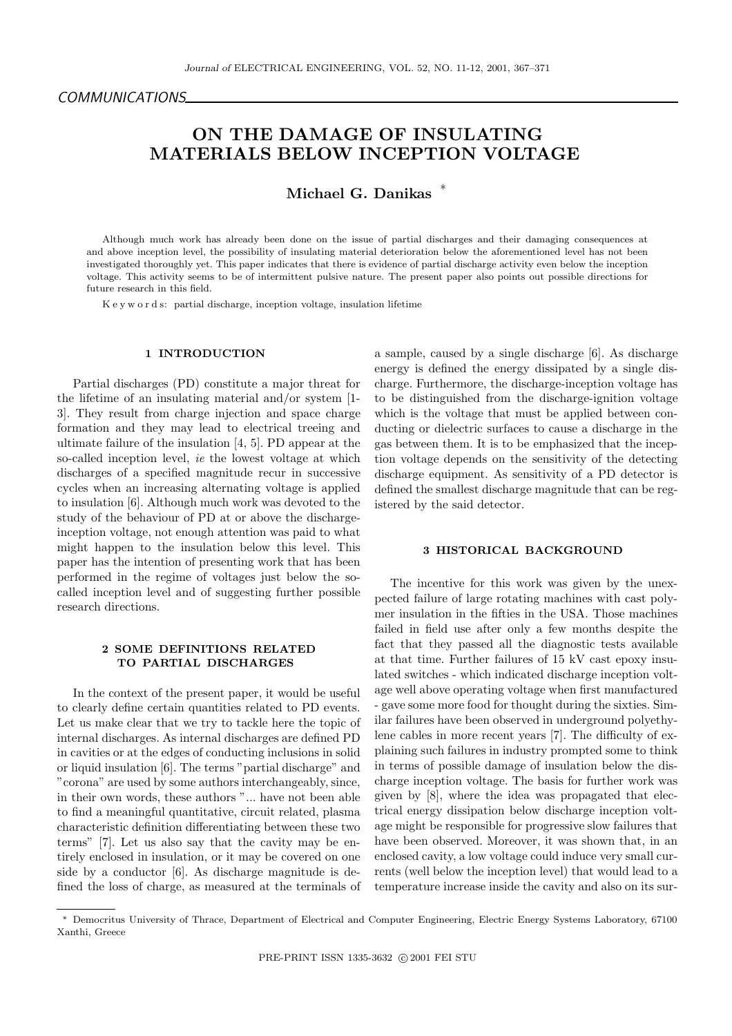COMMUNICATIONS

# ON THE DAMAGE OF INSULATING MATERIALS BELOW INCEPTION VOLTAGE

**Michael G. Danikas** *

Although much work has already been done on the issue of partial discharges and their damaging consequences at and above inception level, the possibility of insulating material deterioration below the aforementioned level has not been investigated thoroughly yet. This paper indicates that there is evidence of partial discharge activity even below the inception voltage. This activity seems to be of intermittent pulsive nature. The present paper also points out possible directions for future research in this field.

Keywords: partial discharge, inception voltage, insulation lifetime

## 1 INTRODUCTION

Partial discharges (PD) constitute a major threat for the lifetime of an insulating material and/or system [1-3]. They result from charge injection and space charge formation and they may lead to electrical treeing and ultimate failure of the insulation [4, 5]. PD appear at the so-called inception level, *ie* the lowest voltage at which discharges of a specified magnitude recur in successive cycles when an increasing alternating voltage is applied to insulation [6]. Although much work was devoted to the study of the behaviour of PD at or above the discharge-inception voltage, not enough attention was paid to what might happen to the insulation below this level. This paper has the intention of presenting work that has been performed in the regime of voltages just below the so-called inception level and of suggesting further possible research directions.

## 2 SOME DEFINITIONS RELATED TO PARTIAL DISCHARGES

In the context of the present paper, it would be useful to clearly define certain quantities related to PD events. Let us make clear that we try to tackle here the topic of internal discharges. As internal discharges are defined PD in cavities or at the edges of conducting inclusions in solid or liquid insulation [6]. The terms "partial discharge" and "corona" are used by some authors interchangeably, since, in their own words, these authors "... have not been able to find a meaningful quantitative, circuit related, plasma characteristic definition differentiating between these two terms" [7]. Let us also say that the cavity may be entirely enclosed in insulation, or it may be covered on one side by a conductor [6]. As discharge magnitude is defined the loss of charge, as measured at the terminals of a sample, caused by a single discharge [6]. As discharge energy is defined the energy dissipated by a single discharge. Furthermore, the discharge-inception voltage has to be distinguished from the discharge-ignition voltage which is the voltage that must be applied between conducting or dielectric surfaces to cause a discharge in the gas between them. It is to be emphasized that the inception voltage depends on the sensitivity of the detecting discharge equipment. As sensitivity of a PD detector is defined the smallest discharge magnitude that can be registered by the said detector.

## 3 HISTORICAL BACKGROUND

The incentive for this work was given by the unexpected failure of large rotating machines with cast polymer insulation in the fifties in the USA. Those machines failed in field use after only a few months despite the fact that they passed all the diagnostic tests available at that time. Further failures of 15 kV cast epoxy insulated switches - which indicated discharge inception voltage well above operating voltage when first manufactured - gave some more food for thought during the sixties. Similar failures have been observed in underground polyethylene cables in more recent years [7]. The difficulty of explaining such failures in industry prompted some to think in terms of possible damage of insulation below the discharge inception voltage. The basis for further work was given by [8], where the idea was propagated that electrical energy dissipation below discharge inception voltage might be responsible for progressive slow failures that have been observed. Moreover, it was shown that, in an enclosed cavity, a low voltage could induce very small currents (well below the inception level) that would lead to a temperature increase inside the cavity and also on its sur-

* Democritus University of Thrace, Department of Electrical and Computer Engineering, Electric Energy Systems Laboratory, 67100 Xanthi, Greece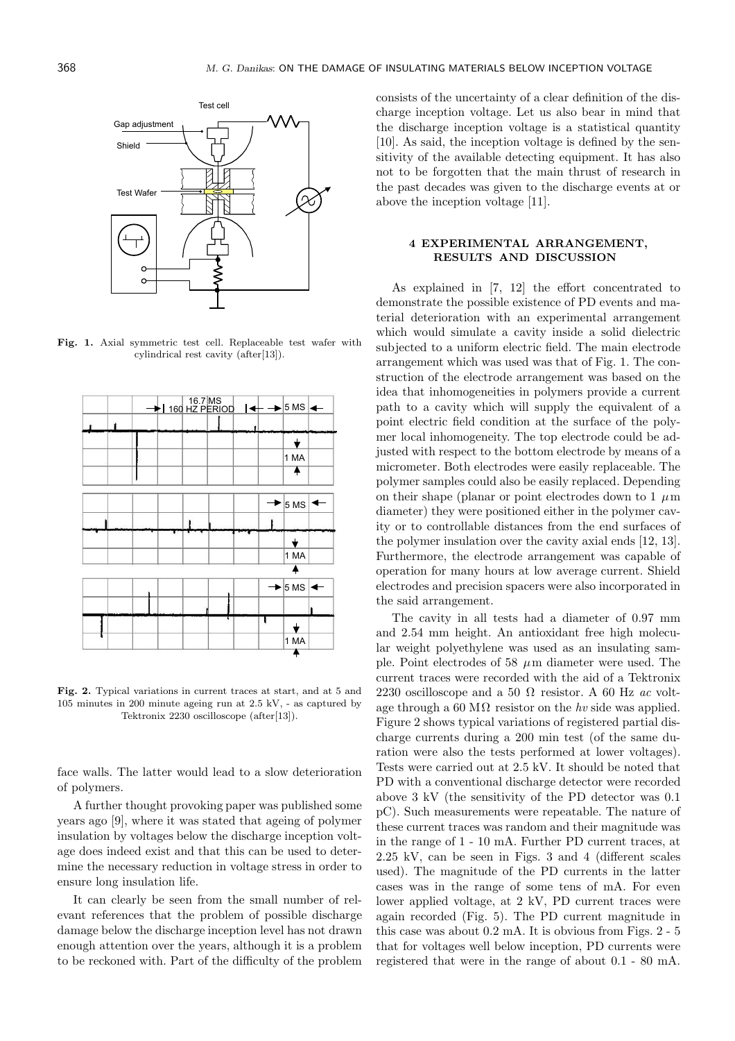Fig. 1. Axial symmetric test cell. Replaceable test wafer with cylindrical rest cavity (after[13]).

Fig. 2. Typical variations in current traces at start, and at 5 and 105 minutes in 200 minute ageing run at 2.5 kV, - as captured by Tektronix 2230 oscilloscope (after[13]).

face walls. The latter would lead to a slow deterioration of polymers.

A further thought provoking paper was published some years ago [9], where it was stated that ageing of polymer insulation by voltages below the discharge inception voltage does indeed exist and that this can be used to determine the necessary reduction in voltage stress in order to ensure long insulation life.

It can clearly be seen from the small number of relevant references that the problem of possible discharge damage below the discharge inception level has not drawn enough attention over the years, although it is a problem to be reckoned with. Part of the difficulty of the problem consists of the uncertainty of a clear definition of the discharge inception voltage. Let us also bear in mind that the discharge inception voltage is a statistical quantity [10]. As said, the inception voltage is defined by the sensitivity of the available detecting equipment. It has also not to be forgotten that the main thrust of research in the past decades was given to the discharge events at or above the inception voltage [11].

## 4 EXPERIMENTAL ARRANGEMENT, RESULTS AND DISCUSSION

As explained in [7, 12] the effort concentrated to demonstrate the possible existence of PD events and material deterioration with an experimental arrangement which would simulate a cavity inside a solid dielectric subjected to a uniform electric field. The main electrode arrangement which was used was that of Fig. 1. The construction of the electrode arrangement was based on the idea that inhomogeneities in polymers provide a current path to a cavity which will supply the equivalent of a point electric field condition at the surface of the polymer local inhomogeneity. The top electrode could be adjusted with respect to the bottom electrode by means of a micrometer. Both electrodes were easily replaceable. The polymer samples could also be easily replaced. Depending on their shape (planar or point electrodes down to 1 $\mu$m diameter) they were positioned either in the polymer cavity or to controllable distances from the end surfaces of the polymer insulation over the cavity axial ends [12, 13]. Furthermore, the electrode arrangement was capable of operation for many hours at low average current. Shield electrodes and precision spacers were also incorporated in the said arrangement.

The cavity in all tests had a diameter of 0.97 mm and 2.54 mm height. An antioxidant free high molecular weight polyethylene was used as an insulating sample. Point electrodes of 58 $\mu$m diameter were used. The current traces were recorded with the aid of a Tektronix 2230 oscilloscope and a 50 $\Omega$ resistor. A 60 Hz *ac* voltage through a 60 M$\Omega$ resistor on the *hv* side was applied. Figure 2 shows typical variations of registered partial discharge currents during a 200 min test (of the same duration were also the tests performed at lower voltages). Tests were carried out at 2.5 kV. It should be noted that PD with a conventional discharge detector were recorded above 3 kV (the sensitivity of the PD detector was 0.1 pC). Such measurements were repeatable. The nature of these current traces was random and their magnitude was in the range of 1 - 10 mA. Further PD current traces, at 2.25 kV, can be seen in Figs. 3 and 4 (different scales used). The magnitude of the PD currents in the latter cases was in the range of some tens of mA. For even lower applied voltage, at 2 kV, PD current traces were again recorded (Fig. 5). The PD current magnitude in this case was about 0.2 mA. It is obvious from Figs. 2 - 5 that for voltages well below inception, PD currents were registered that were in the range of about 0.1 - 80 mA.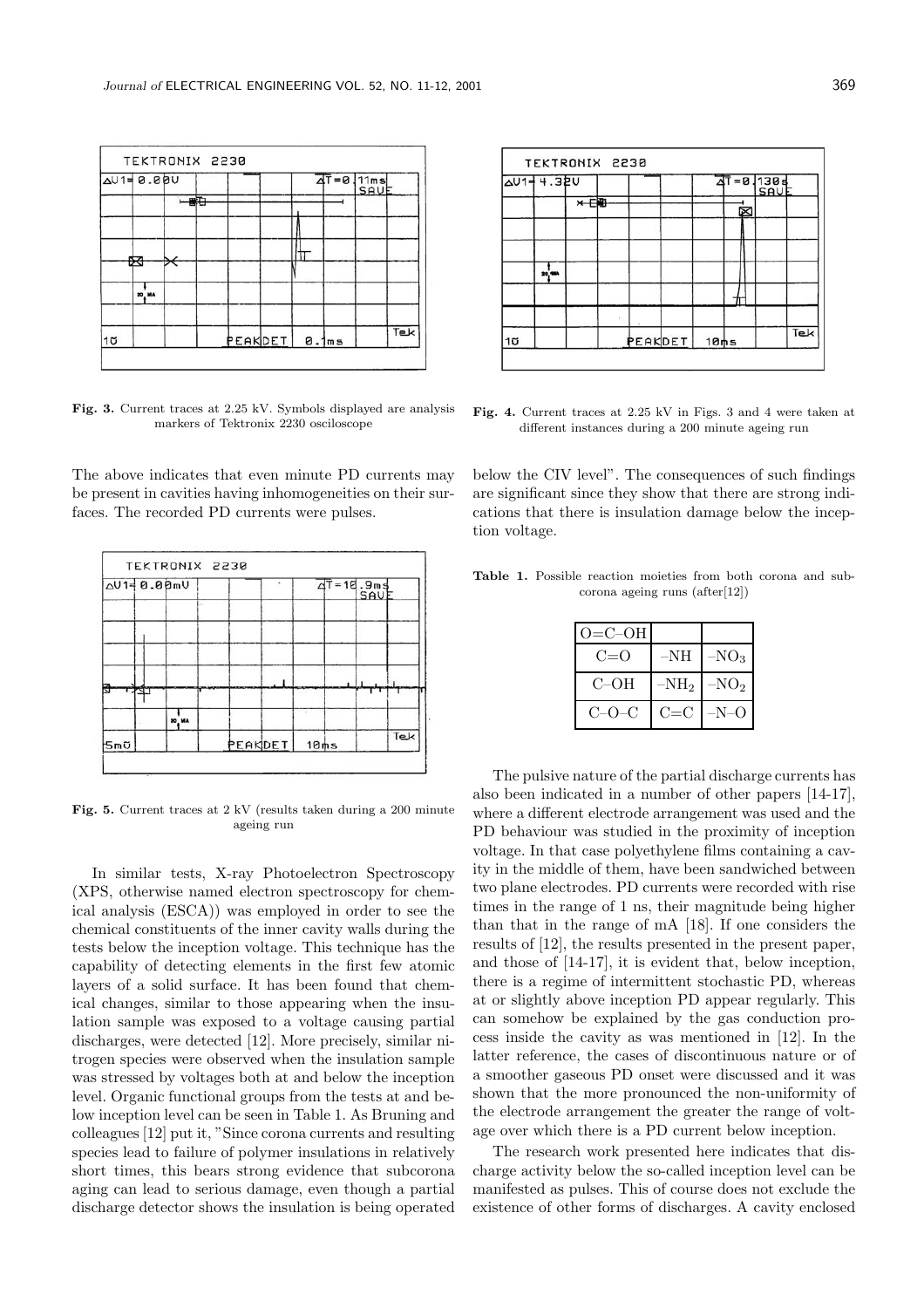**Fig. 3.** Current traces at 2.25 kV. Symbols displayed are analysis markers of Tektronix 2230 osciloscope

**Fig. 4.** Current traces at 2.25 kV in Figs. 3 and 4 were taken at different instances during a 200 minute ageing run

The above indicates that even minute PD currents may be present in cavities having inhomogeneities on their surfaces. The recorded PD currents were pulses.

**Fig. 5.** Current traces at 2 kV (results taken during a 200 minute ageing run

In similar tests, X-ray Photoelectron Spectroscopy (XPS, otherwise named electron spectroscopy for chemical analysis (ESCA)) was employed in order to see the chemical constituents of the inner cavity walls during the tests below the inception voltage. This technique has the capability of detecting elements in the first few atomic layers of a solid surface. It has been found that chemical changes, similar to those appearing when the insulation sample was exposed to a voltage causing partial discharges, were detected [12]. More precisely, similar nitrogen species were observed when the insulation sample was stressed by voltages both at and below the inception level. Organic functional groups from the tests at and below inception level can be seen in Table 1. As Bruning and colleagues [12] put it, "Since corona currents and resulting species lead to failure of polymer insulations in relatively short times, this bears strong evidence that subcorona aging can lead to serious damage, even though a partial discharge detector shows the insulation is being operated below the CIV level". The consequences of such findings are significant since they show that there are strong indications that there is insulation damage below the inception voltage.

**Table 1.** Possible reaction moieties from both corona and subcorona ageing runs (after[12])

| O=C–OH | | |
|---|---|---|
| C=O | –NH | $-NO_3$ |
| C–OH | $-NH_2$ | $-NO_2$ |
| C–O–C | C=C | –N–O |

The pulsive nature of the partial discharge currents has also been indicated in a number of other papers [14-17], where a different electrode arrangement was used and the PD behaviour was studied in the proximity of inception voltage. In that case polyethylene films containing a cavity in the middle of them, have been sandwiched between two plane electrodes. PD currents were recorded with rise times in the range of 1 ns, their magnitude being higher than that in the range of mA [18]. If one considers the results of [12], the results presented in the present paper, and those of [14-17], it is evident that, below inception, there is a regime of intermittent stochastic PD, whereas at or slightly above inception PD appear regularly. This can somehow be explained by the gas conduction process inside the cavity as was mentioned in [12]. In the latter reference, the cases of discontinuous nature or of a smoother gaseous PD onset were discussed and it was shown that the more pronounced the non-uniformity of the electrode arrangement the greater the range of voltage over which there is a PD current below inception.

The research work presented here indicates that discharge activity below the so-called inception level can be manifested as pulses. This of course does not exclude the existence of other forms of discharges. A cavity enclosed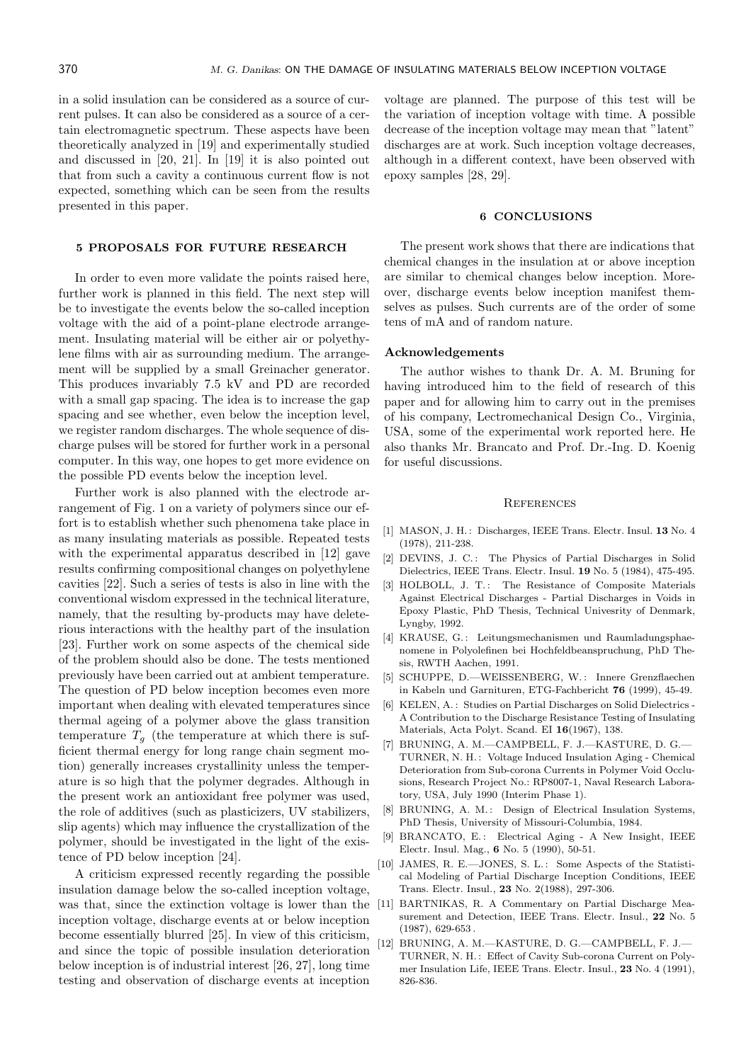in a solid insulation can be considered as a source of current pulses. It can also be considered as a source of a certain electromagnetic spectrum. These aspects have been theoretically analyzed in [19] and experimentally studied and discussed in [20, 21]. In [19] it is also pointed out that from such a cavity a continuous current flow is not expected, something which can be seen from the results presented in this paper.

## 5 PROPOSALS FOR FUTURE RESEARCH

In order to even more validate the points raised here, further work is planned in this field. The next step will be to investigate the events below the so-called inception voltage with the aid of a point-plane electrode arrangement. Insulating material will be either air or polyethylene films with air as surrounding medium. The arrangement will be supplied by a small Greinacher generator. This produces invariably 7.5 kV and PD are recorded with a small gap spacing. The idea is to increase the gap spacing and see whether, even below the inception level, we register random discharges. The whole sequence of discharge pulses will be stored for further work in a personal computer. In this way, one hopes to get more evidence on the possible PD events below the inception level.

Further work is also planned with the electrode arrangement of Fig. 1 on a variety of polymers since our effort is to establish whether such phenomena take place in as many insulating materials as possible. Repeated tests with the experimental apparatus described in [12] gave results confirming compositional changes on polyethylene cavities [22]. Such a series of tests is also in line with the conventional wisdom expressed in the technical literature, namely, that the resulting by-products may have deleterious interactions with the healthy part of the insulation [23]. Further work on some aspects of the chemical side of the problem should also be done. The tests mentioned previously have been carried out at ambient temperature. The question of PD below inception becomes even more important when dealing with elevated temperatures since thermal ageing of a polymer above the glass transition temperature $T_g$ (the temperature at which there is sufficient thermal energy for long range chain segment motion) generally increases crystallinity unless the temperature is so high that the polymer degrades. Although in the present work an antioxidant free polymer was used, the role of additives (such as plasticizers, UV stabilizers, slip agents) which may influence the crystallization of the polymer, should be investigated in the light of the existence of PD below inception [24].

A criticism expressed recently regarding the possible insulation damage below the so-called inception voltage, was that, since the extinction voltage is lower than the inception voltage, discharge events at or below inception become essentially blurred [25]. In view of this criticism, and since the topic of possible insulation deterioration below inception is of industrial interest [26, 27], long time testing and observation of discharge events at inception voltage are planned. The purpose of this test will be the variation of inception voltage with time. A possible decrease of the inception voltage may mean that "latent" discharges are at work. Such inception voltage decreases, although in a different context, have been observed with epoxy samples [28, 29].

## 6 CONCLUSIONS

The present work shows that there are indications that chemical changes in the insulation at or above inception are similar to chemical changes below inception. Moreover, discharge events below inception manifest themselves as pulses. Such currents are of the order of some tens of mA and of random nature.

### Acknowledgements

The author wishes to thank Dr. A. M. Bruning for having introduced him to the field of research of this paper and for allowing him to carry out in the premises of his company, Lectromechanical Design Co., Virginia, USA, some of the experimental work reported here. He also thanks Mr. Brancato and Prof. Dr.-Ing. D. Koenig for useful discussions.

## REFERENCES

[1] MASON, J. H. : Discharges, IEEE Trans. Electr. Insul. **13** No. 4 (1978), 211-238.

[2] DEVINS, J. C. : The Physics of Partial Discharges in Solid Dielectrics, IEEE Trans. Electr. Insul. **19** No. 5 (1984), 475-495.

[3] HOLBOLL, J. T. : The Resistance of Composite Materials Against Electrical Discharges - Partial Discharges in Voids in Epoxy Plastic, PhD Thesis, Technical Univesrity of Denmark, Lyngby, 1992.

[4] KRAUSE, G. : Leitungsmechanismen und Raumladungsphaenomene in Polyolefinen bei Hochfeldbeanspruchung, PhD Thesis, RWTH Aachen, 1991.

[5] SCHUPPE, D.—WEISSENBERG, W. : Innere Grenzflaechen in Kabeln und Garnituren, ETG-Fachbericht **76** (1999), 45-49.

[6] KELEN, A. : Studies on Partial Discharges on Solid Dielectrics - A Contribution to the Discharge Resistance Testing of Insulating Materials, Acta Polyt. Scand. EI **16**(1967), 138.

[7] BRUNING, A. M.—CAMPBELL, F. J.—KASTURE, D. G.—TURNER, N. H. : Voltage Induced Insulation Aging - Chemical Deterioration from Sub-corona Currents in Polymer Void Occlusions, Research Project No.: RP8007-1, Naval Research Laboratory, USA, July 1990 (Interim Phase 1).

[8] BRUNING, A. M. : Design of Electrical Insulation Systems, PhD Thesis, University of Missouri-Columbia, 1984.

[9] BRANCATO, E. : Electrical Aging - A New Insight, IEEE Electr. Insul. Mag., **6** No. 5 (1990), 50-51.

[10] JAMES, R. E.—JONES, S. L. : Some Aspects of the Statistical Modeling of Partial Discharge Inception Conditions, IEEE Trans. Electr. Insul., **23** No. 2(1988), 297-306.

[11] BARTNIKAS, R. A Commentary on Partial Discharge Measurement and Detection, IEEE Trans. Electr. Insul., **22** No. 5 (1987), 629-653 .

[12] BRUNING, A. M.—KASTURE, D. G.—CAMPBELL, F. J.—TURNER, N. H. : Effect of Cavity Sub-corona Current on Polymer Insulation Life, IEEE Trans. Electr. Insul., **23** No. 4 (1991), 826-836.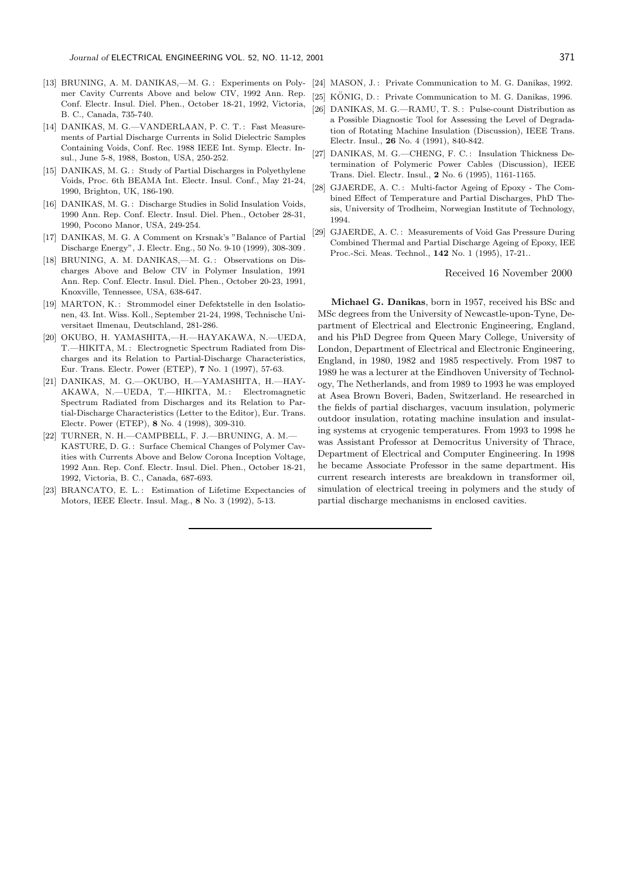[13] BRUNING, A. M. DANIKAS,—M. G. : Experiments on Polymer Cavity Currents Above and below CIV, 1992 Ann. Rep. Conf. Electr. Insul. Diel. Phen., October 18-21, 1992, Victoria, B. C., Canada, 735-740.

[14] DANIKAS, M. G.—VANDERLAAN, P. C. T. : Fast Measurements of Partial Discharge Currents in Solid Dielectric Samples Containing Voids, Conf. Rec. 1988 IEEE Int. Symp. Electr. Insul., June 5-8, 1988, Boston, USA, 250-252.

[15] DANIKAS, M. G. : Study of Partial Discharges in Polyethylene Voids, Proc. 6th BEAMA Int. Electr. Insul. Conf., May 21-24, 1990, Brighton, UK, 186-190.

[16] DANIKAS, M. G. : Discharge Studies in Solid Insulation Voids, 1990 Ann. Rep. Conf. Electr. Insul. Diel. Phen., October 28-31, 1990, Pocono Manor, USA, 249-254.

[17] DANIKAS, M. G. A Comment on Krsnak's "Balance of Partial Discharge Energy", J. Electr. Eng., 50 No. 9-10 (1999), 308-309 .

[18] BRUNING, A. M. DANIKAS,—M. G. : Observations on Discharges Above and Below CIV in Polymer Insulation, 1991 Ann. Rep. Conf. Electr. Insul. Diel. Phen., October 20-23, 1991, Knoxville, Tennessee, USA, 638-647.

[19] MARTON, K. : Strommodel einer Defektstelle in den Isolationen, 43. Int. Wiss. Koll., September 21-24, 1998, Technische Universitaet Ilmenau, Deutschland, 281-286.

[20] OKUBO, H. YAMASHITA,—H.—HAYAKAWA, N.—UEDA, T.—HIKITA, M. : Electrognetic Spectrum Radiated from Discharges and its Relation to Partial-Discharge Characteristics, Eur. Trans. Electr. Power (ETEP), **7** No. 1 (1997), 57-63.

[21] DANIKAS, M. G.—OKUBO, H.—YAMASHITA, H.—HAYAKAWA, N.—UEDA, T.—HIKITA, M. : Electromagnetic Spectrum Radiated from Discharges and its Relation to Partial-Discharge Characteristics (Letter to the Editor), Eur. Trans. Electr. Power (ETEP), **8** No. 4 (1998), 309-310.

[22] TURNER, N. H.—CAMPBELL, F. J.—BRUNING, A. M.—KASTURE, D. G. : Surface Chemical Changes of Polymer Cavities with Currents Above and Below Corona Inception Voltage, 1992 Ann. Rep. Conf. Electr. Insul. Diel. Phen., October 18-21, 1992, Victoria, B. C., Canada, 687-693.

[23] BRANCATO, E. L. : Estimation of Lifetime Expectancies of Motors, IEEE Electr. Insul. Mag., **8** No. 3 (1992), 5-13.

[24] MASON, J. : Private Communication to M. G. Danikas, 1992.

[25] KÖNIG, D. : Private Communication to M. G. Danikas, 1996.

[26] DANIKAS, M. G.—RAMU, T. S. : Pulse-count Distribution as a Possible Diagnostic Tool for Assessing the Level of Degradation of Rotating Machine Insulation (Discussion), IEEE Trans. Electr. Insul., **26** No. 4 (1991), 840-842.

[27] DANIKAS, M. G.—CHENG, F. C. : Insulation Thickness Determination of Polymeric Power Cables (Discussion), IEEE Trans. Diel. Electr. Insul., **2** No. 6 (1995), 1161-1165.

[28] GJAERDE, A. C. : Multi-factor Ageing of Epoxy - The Combined Effect of Temperature and Partial Discharges, PhD Thesis, University of Trodheim, Norwegian Institute of Technology, 1994.

[29] GJAERDE, A. C. : Measurements of Void Gas Pressure During Combined Thermal and Partial Discharge Ageing of Epoxy, IEE Proc.-Sci. Meas. Technol., **142** No. 1 (1995), 17-21..

Received 16 November 2000

**Michael G. Danikas**, born in 1957, received his BSc and MSc degrees from the University of Newcastle-upon-Tyne, Department of Electrical and Electronic Engineering, England, and his PhD Degree from Queen Mary College, University of London, Department of Electrical and Electronic Engineering, England, in 1980, 1982 and 1985 respectively. From 1987 to 1989 he was a lecturer at the Eindhoven University of Technology, The Netherlands, and from 1989 to 1993 he was employed at Asea Brown Boveri, Baden, Switzerland. He researched in the fields of partial discharges, vacuum insulation, polymeric outdoor insulation, rotating machine insulation and insulating systems at cryogenic temperatures. From 1993 to 1998 he was Assistant Professor at Democritus University of Thrace, Department of Electrical and Computer Engineering. In 1998 he became Associate Professor in the same department. His current research interests are breakdown in transformer oil, simulation of electrical treeing in polymers and the study of partial discharge mechanisms in enclosed cavities.